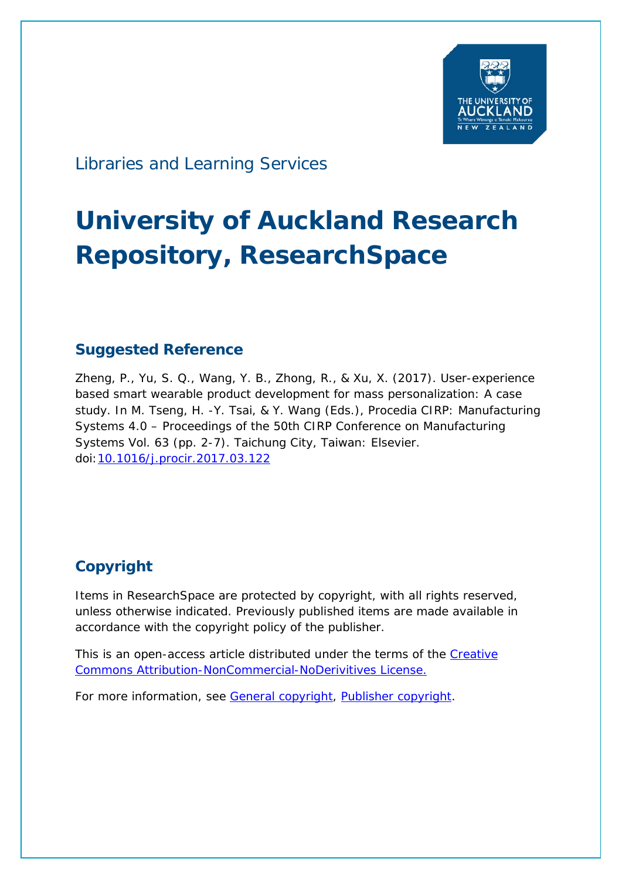Libraries and Learning Services

# University of Auckland Research Repository, ResearchSpace

## Suggested Reference

Zheng, P., Yu, S. Q., Wang, Y. B., Zhong, R., & Xu, X. (2017). User-experience based smart wearable product development for mass personalization: A case study. In M. Tseng, H. -Y. Tsai, & Y. Wang (Eds.), Procedia CIRP: Manufacturing Systems 4.0 – Proceedings of the 50th CIRP Conference on Manufacturing Systems Vol. 63 (pp. 2-7). Taichung City, Taiwan: Elsevier. doi:10.1016/j.procir.2017.03.122

## Copyright

Items in ResearchSpace are protected by copyright, with all rights reserved, unless otherwise indicated. Previously published items are made available in accordance with the copyright policy of the publisher.

This is an open-access article distributed under the terms of the Creative Commons Attribution-NonCommercial-NoDerivitives License.

For more information, see General copyright, Publisher copyright.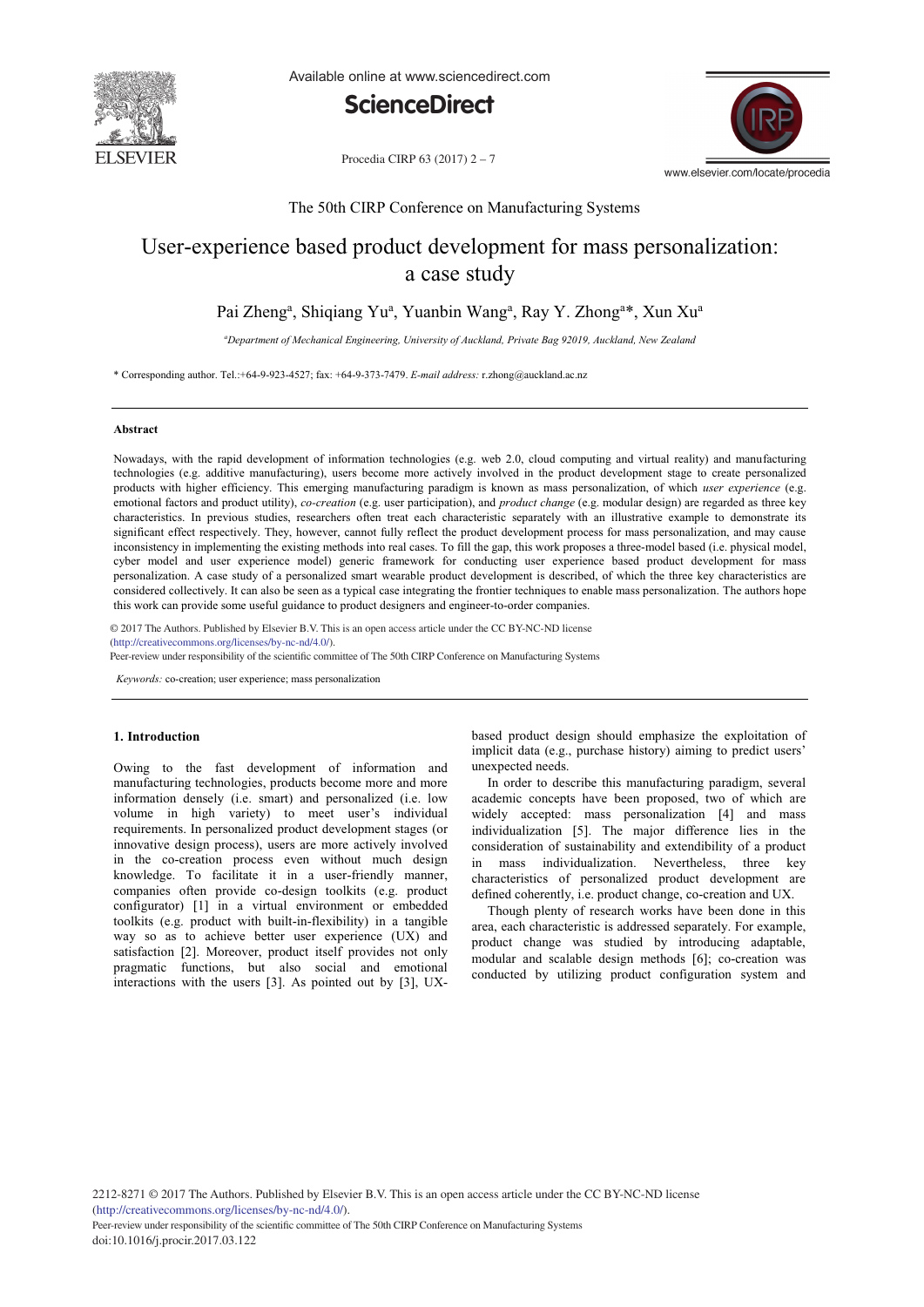The 50th CIRP Conference on Manufacturing Systems

# User-experience based product development for mass personalization: a case study

Pai Zheng[a], Shiqiang Yu[a], Yuanbin Wang[a], Ray Y. Zhong[a]*, Xun Xu[a]

[a]*Department of Mechanical Engineering, University of Auckland, Private Bag 92019, Auckland, New Zealand*

\* Corresponding author. Tel.:+64-9-923-4527; fax: +64-9-373-7479. *E-mail address:* r.zhong@auckland.ac.nz

## Abstract

Nowadays, with the rapid development of information technologies (e.g. web 2.0, cloud computing and virtual reality) and manufacturing technologies (e.g. additive manufacturing), users become more actively involved in the product development stage to create personalized products with higher efficiency. This emerging manufacturing paradigm is known as mass personalization, of which *user experience* (e.g. emotional factors and product utility), *co-creation* (e.g. user participation), and *product change* (e.g. modular design) are regarded as three key characteristics. In previous studies, researchers often treat each characteristic separately with an illustrative example to demonstrate its significant effect respectively. They, however, cannot fully reflect the product development process for mass personalization, and may cause inconsistency in implementing the existing methods into real cases. To fill the gap, this work proposes a three-model based (i.e. physical model, cyber model and user experience model) generic framework for conducting user experience based product development for mass personalization. A case study of a personalized smart wearable product development is described, of which the three key characteristics are considered collectively. It can also be seen as a typical case integrating the frontier techniques to enable mass personalization. The authors hope this work can provide some useful guidance to product designers and engineer-to-order companies.

© 2017 The Authors. Published by Elsevier B.V. This is an open access article under the CC BY-NC-ND license (http://creativecommons.org/licenses/by-nc-nd/4.0/).
Peer-review under responsibility of the scientific committee of The 50th CIRP Conference on Manufacturing Systems

*Keywords:* co-creation; user experience; mass personalization

## 1. Introduction

Owing to the fast development of information and manufacturing technologies, products become more and more information densely (i.e. smart) and personalized (i.e. low volume in high variety) to meet user's individual requirements. In personalized product development stages (or innovative design process), users are more actively involved in the co-creation process even without much design knowledge. To facilitate it in a user-friendly manner, companies often provide co-design toolkits (e.g. product configurator) [1] in a virtual environment or embedded toolkits (e.g. product with built-in-flexibility) in a tangible way so as to achieve better user experience (UX) and satisfaction [2]. Moreover, product itself provides not only pragmatic functions, but also social and emotional interactions with the users [3]. As pointed out by [3], UX-based product design should emphasize the exploitation of implicit data (e.g., purchase history) aiming to predict users' unexpected needs.

In order to describe this manufacturing paradigm, several academic concepts have been proposed, two of which are widely accepted: mass personalization [4] and mass individualization [5]. The major difference lies in the consideration of sustainability and extendibility of a product in mass individualization. Nevertheless, three key characteristics of personalized product development are defined coherently, i.e. product change, co-creation and UX.

Though plenty of research works have been done in this area, each characteristic is addressed separately. For example, product change was studied by introducing adaptable, modular and scalable design methods [6]; co-creation was conducted by utilizing product configuration system and

2212-8271 © 2017 The Authors. Published by Elsevier B.V. This is an open access article under the CC BY-NC-ND license (http://creativecommons.org/licenses/by-nc-nd/4.0/).
Peer-review under responsibility of the scientific committee of The 50th CIRP Conference on Manufacturing Systems
doi:10.1016/j.procir.2017.03.122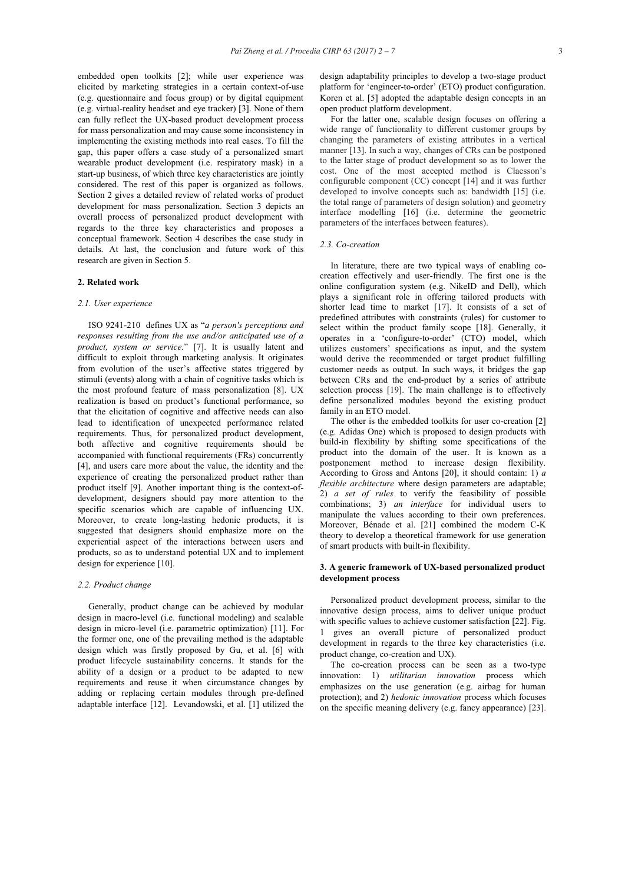embedded open toolkits [2]; while user experience was elicited by marketing strategies in a certain context-of-use (e.g. questionnaire and focus group) or by digital equipment (e.g. virtual-reality headset and eye tracker) [3]. None of them can fully reflect the UX-based product development process for mass personalization and may cause some inconsistency in implementing the existing methods into real cases. To fill the gap, this paper offers a case study of a personalized smart wearable product development (i.e. respiratory mask) in a start-up business, of which three key characteristics are jointly considered. The rest of this paper is organized as follows. Section 2 gives a detailed review of related works of product development for mass personalization. Section 3 depicts an overall process of personalized product development with regards to the three key characteristics and proposes a conceptual framework. Section 4 describes the case study in details. At last, the conclusion and future work of this research are given in Section 5.

## 2. Related work

### 2.1. User experience

ISO 9241-210 defines UX as "*a person's perceptions and responses resulting from the use and/or anticipated use of a product, system or service.*" [7]. It is usually latent and difficult to exploit through marketing analysis. It originates from evolution of the user's affective states triggered by stimuli (events) along with a chain of cognitive tasks which is the most profound feature of mass personalization [8]. UX realization is based on product's functional performance, so that the elicitation of cognitive and affective needs can also lead to identification of unexpected performance related requirements. Thus, for personalized product development, both affective and cognitive requirements should be accompanied with functional requirements (FRs) concurrently [4], and users care more about the value, the identity and the experience of creating the personalized product rather than product itself [9]. Another important thing is the context-of-development, designers should pay more attention to the specific scenarios which are capable of influencing UX. Moreover, to create long-lasting hedonic products, it is suggested that designers should emphasize more on the experiential aspect of the interactions between users and products, so as to understand potential UX and to implement design for experience [10].

### 2.2. Product change

Generally, product change can be achieved by modular design in macro-level (i.e. functional modeling) and scalable design in micro-level (i.e. parametric optimization) [11]. For the former one, one of the prevailing method is the adaptable design which was firstly proposed by Gu, et al. [6] with product lifecycle sustainability concerns. It stands for the ability of a design or a product to be adapted to new requirements and reuse it when circumstance changes by adding or replacing certain modules through pre-defined adaptable interface [12]. Levandowski, et al. [1] utilized the design adaptability principles to develop a two-stage product platform for 'engineer-to-order' (ETO) product configuration. Koren et al. [5] adopted the adaptable design concepts in an open product platform development.

For the latter one, scalable design focuses on offering a wide range of functionality to different customer groups by changing the parameters of existing attributes in a vertical manner [13]. In such a way, changes of CRs can be postponed to the latter stage of product development so as to lower the cost. One of the most accepted method is Claesson's configurable component (CC) concept [14] and it was further developed to involve concepts such as: bandwidth [15] (i.e. the total range of parameters of design solution) and geometry interface modelling [16] (i.e. determine the geometric parameters of the interfaces between features).

### 2.3. Co-creation

In literature, there are two typical ways of enabling co-creation effectively and user-friendly. The first one is the online configuration system (e.g. NikeID and Dell), which plays a significant role in offering tailored products with shorter lead time to market [17]. It consists of a set of predefined attributes with constraints (rules) for customer to select within the product family scope [18]. Generally, it operates in a 'configure-to-order' (CTO) model, which utilizes customers' specifications as input, and the system would derive the recommended or target product fulfilling customer needs as output. In such ways, it bridges the gap between CRs and the end-product by a series of attribute selection process [19]. The main challenge is to effectively define personalized modules beyond the existing product family in an ETO model.

The other is the embedded toolkits for user co-creation [2] (e.g. Adidas One) which is proposed to design products with build-in flexibility by shifting some specifications of the product into the domain of the user. It is known as a postponement method to increase design flexibility. According to Gross and Antons [20], it should contain: 1) *a flexible architecture* where design parameters are adaptable; 2) *a set of rules* to verify the feasibility of possible combinations; 3) *an interface* for individual users to manipulate the values according to their own preferences. Moreover, Bénade et al. [21] combined the modern C-K theory to develop a theoretical framework for use generation of smart products with built-in flexibility.

## 3. A generic framework of UX-based personalized product development process

Personalized product development process, similar to the innovative design process, aims to deliver unique product with specific values to achieve customer satisfaction [22]. Fig. 1 gives an overall picture of personalized product development in regards to the three key characteristics (i.e. product change, co-creation and UX).

The co-creation process can be seen as a two-type innovation: 1) *utilitarian innovation* process which emphasizes on the use generation (e.g. airbag for human protection); and 2) *hedonic innovation* process which focuses on the specific meaning delivery (e.g. fancy appearance) [23].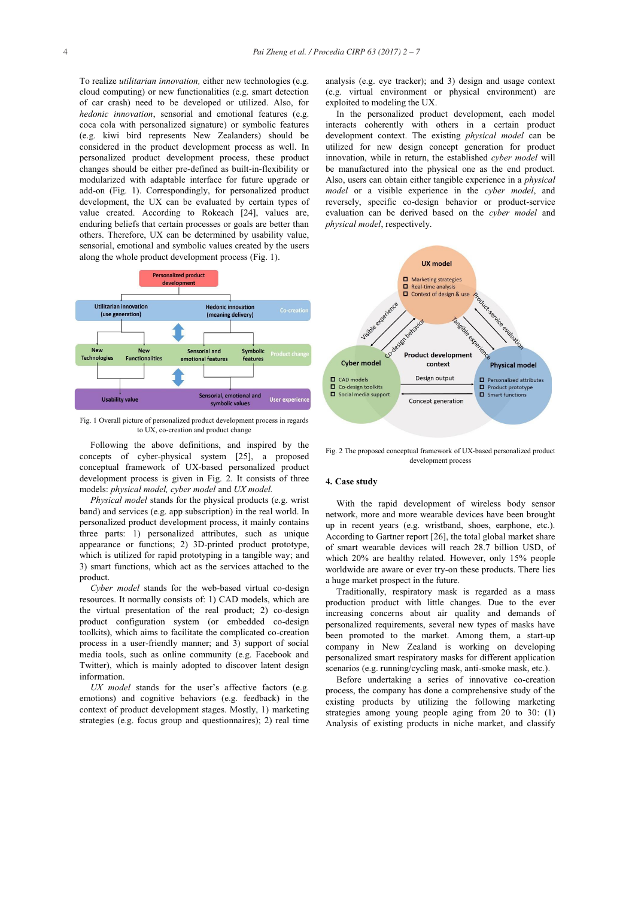To realize *utilitarian innovation*, either new technologies (e.g. cloud computing) or new functionalities (e.g. smart detection of car crash) need to be developed or utilized. Also, for *hedonic innovation*, sensorial and emotional features (e.g. coca cola with personalized signature) or symbolic features (e.g. kiwi bird represents New Zealanders) should be considered in the product development process as well. In personalized product development process, these product changes should be either pre-defined as built-in-flexibility or modularized with adaptable interface for future upgrade or add-on (Fig. 1). Correspondingly, for personalized product development, the UX can be evaluated by certain types of value created. According to Rokeach [24], values are, enduring beliefs that certain processes or goals are better than others. Therefore, UX can be determined by usability value, sensorial, emotional and symbolic values created by the users along the whole product development process (Fig. 1).

Fig. 1 Overall picture of personalized product development process in regards to UX, co-creation and product change

Following the above definitions, and inspired by the concepts of cyber-physical system [25], a proposed conceptual framework of UX-based personalized product development process is given in Fig. 2. It consists of three models: *physical model, cyber model* and *UX model.*

*Physical model* stands for the physical products (e.g. wrist band) and services (e.g. app subscription) in the real world. In personalized product development process, it mainly contains three parts: 1) personalized attributes, such as unique appearance or functions; 2) 3D-printed product prototype, which is utilized for rapid prototyping in a tangible way; and 3) smart functions, which act as the services attached to the product.

*Cyber model* stands for the web-based virtual co-design resources. It normally consists of: 1) CAD models, which are the virtual presentation of the real product; 2) co-design product configuration system (or embedded co-design toolkits), which aims to facilitate the complicated co-creation process in a user-friendly manner; and 3) support of social media tools, such as online community (e.g. Facebook and Twitter), which is mainly adopted to discover latent design information.

*UX model* stands for the user's affective factors (e.g. emotions) and cognitive behaviors (e.g. feedback) in the context of product development stages. Mostly, 1) marketing strategies (e.g. focus group and questionnaires); 2) real time analysis (e.g. eye tracker); and 3) design and usage context (e.g. virtual environment or physical environment) are exploited to modeling the UX.

In the personalized product development, each model interacts coherently with others in a certain product development context. The existing *physical model* can be utilized for new design concept generation for product innovation, while in return, the established *cyber model* will be manufactured into the physical one as the end product. Also, users can obtain either tangible experience in a *physical model* or visible experience in the *cyber model*, and reversely, specific co-design behavior or product-service evaluation can be derived based on the *cyber model* and *physical model*, respectively.

Fig. 2 The proposed conceptual framework of UX-based personalized product development process

## 4. Case study

With the rapid development of wireless body sensor network, more and more wearable devices have been brought up in recent years (e.g. wristband, shoes, earphone, etc.). According to Gartner report [26], the total global market share of smart wearable devices will reach 28.7 billion USD, of which 20% are healthy related. However, only 15% people worldwide are aware or ever try-on these products. There lies a huge market prospect in the future.

Traditionally, respiratory mask is regarded as a mass production product with little changes. Due to the ever increasing concerns about air quality and demands of personalized requirements, several new types of masks have been promoted to the market. Among them, a start-up company in New Zealand is working on developing personalized smart respiratory masks for different application scenarios (e.g. running/cycling mask, anti-smoke mask, etc.).

Before undertaking a series of innovative co-creation process, the company has done a comprehensive study of the existing products by utilizing the following marketing strategies among young people aging from 20 to 30: (1) Analysis of existing products in niche market, and classify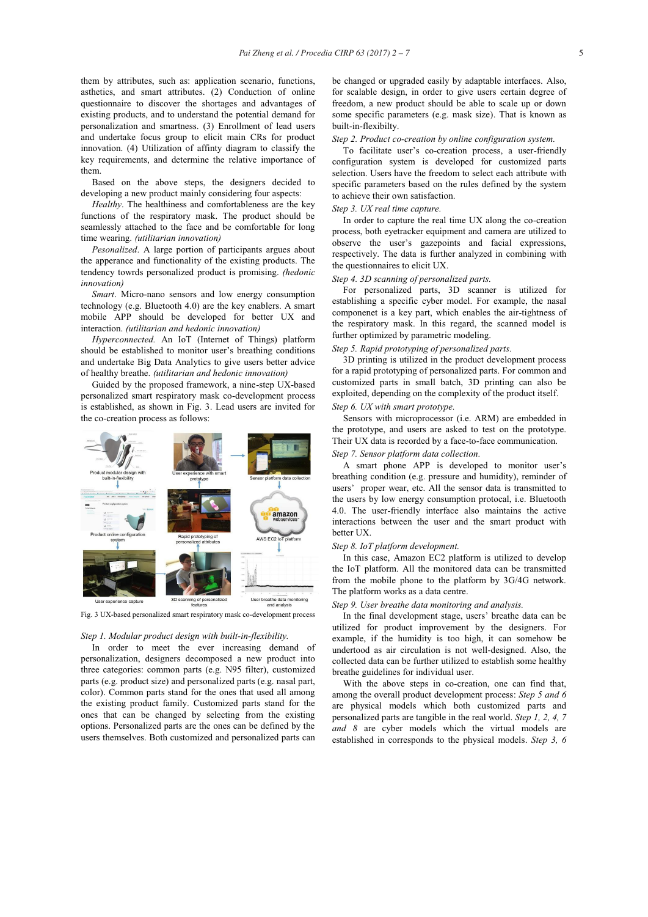them by attributes, such as: application scenario, functions, asthetics, and smart attributes. (2) Conduction of online questionnaire to discover the shortages and advantages of existing products, and to understand the potential demand for personalization and smartness. (3) Enrollment of lead users and undertake focus group to elicit main CRs for product innovation. (4) Utilization of affinty diagram to classify the key requirements, and determine the relative importance of them.

Based on the above steps, the designers decided to developing a new product mainly considering four aspects:

*Healthy*. The healthiness and comfortableness are the key functions of the respiratory mask. The product should be seamlessly attached to the face and be comfortable for long time wearing. *(utilitarian innovation)*

*Personalized*. A large portion of participants argues about the apperance and functionality of the existing products. The tendency towrds personalized product is promising. *(hedonic innovation)*

*Smart*. Micro-nano sensors and low energy consumption technology (e.g. Bluetooth 4.0) are the key enablers. A smart mobile APP should be developed for better UX and interaction. *(utilitarian and hedonic innovation)*

*Hyperconnected*. An IoT (Internet of Things) platform should be established to monitor user's breathing conditions and undertake Big Data Analytics to give users better advice of healthy breathe. *(utilitarian and hedonic innovation)*

Guided by the proposed framework, a nine-step UX-based personalized smart respiratory mask co-development process is established, as shown in Fig. 3. Lead users are invited for the co-creation process as follows:

Fig. 3 UX-based personalized smart respiratory mask co-development process

*Step 1. Modular product design with built-in-flexibility.*

In order to meet the ever increasing demand of personalization, designers decomposed a new product into three categories: common parts (e.g. N95 filter), customized parts (e.g. product size) and personalized parts (e.g. nasal part, color). Common parts stand for the ones that used all among the existing product family. Customized parts stand for the ones that can be changed by selecting from the existing options. Personalized parts are the ones can be defined by the users themselves. Both customized and personalized parts can be changed or upgraded easily by adaptable interfaces. Also, for scalable design, in order to give users certain degree of freedom, a new product should be able to scale up or down some specific parameters (e.g. mask size). That is known as built-in-flexibilty.

*Step 2. Product co-creation by online configuration system.*

To facilitate user's co-creation process, a user-friendly configuration system is developed for customized parts selection. Users have the freedom to select each attribute with specific parameters based on the rules defined by the system to achieve their own satisfaction.

*Step 3. UX real time capture.*

In order to capture the real time UX along the co-creation process, both eyetracker equipment and camera are utilized to observe the user's gazepoints and facial expressions, respectively. The data is further analyzed in combining with the questionnaires to elicit UX.

*Step 4. 3D scanning of personalized parts.*

For personalized parts, 3D scanner is utilized for establishing a specific cyber model. For example, the nasal componenet is a key part, which enables the air-tightness of the respiratory mask. In this regard, the scanned model is further optimized by parametric modeling.

*Step 5. Rapid prototyping of personalized parts.*

3D printing is utilized in the product development process for a rapid prototyping of personalized parts. For common and customized parts in small batch, 3D printing can also be exploited, depending on the complexity of the product itself.

*Step 6. UX with smart prototype.*

Sensors with microprocessor (i.e. ARM) are embedded in the prototype, and users are asked to test on the prototype. Their UX data is recorded by a face-to-face communication.

*Step 7. Sensor platform data collection.*

A smart phone APP is developed to monitor user's breathing condition (e.g. pressure and humidity), reminder of users' proper wear, etc. All the sensor data is transmitted to the users by low energy consumption protocal, i.e. Bluetooth 4.0. The user-friendly interface also maintains the active interactions between the user and the smart product with better UX.

*Step 8. IoT platform development.*

In this case, Amazon EC2 platform is utilized to develop the IoT platform. All the monitored data can be transmitted from the mobile phone to the platform by 3G/4G network. The platform works as a data centre.

*Step 9. User breathe data monitoring and analysis.*

In the final development stage, users' breathe data can be utilized for product improvement by the designers. For example, if the humidity is too high, it can somehow be undertood as air circulation is not well-designed. Also, the collected data can be further utilized to establish some healthy breathe guidelines for individual user.

With the above steps in co-creation, one can find that, among the overall product development process: *Step 5 and 6* are physical models which both customized parts and personalized parts are tangible in the real world. *Step 1, 2, 4, 7 and 8* are cyber models which the virtual models are established in corresponds to the physical models. *Step 3, 6*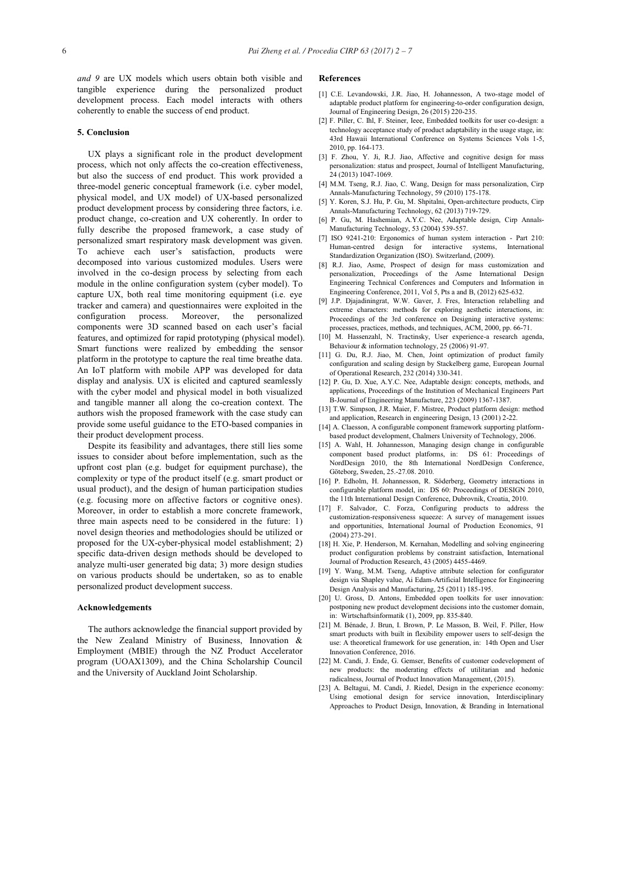*and 9* are UX models which users obtain both visible and tangible experience during the personalized product development process. Each model interacts with others coherently to enable the success of end product.

## 5. Conclusion

UX plays a significant role in the product development process, which not only affects the co-creation effectiveness, but also the success of end product. This work provided a three-model generic conceptual framework (i.e. cyber model, physical model, and UX model) of UX-based personalized product development process by considering three factors, i.e. product change, co-creation and UX coherently. In order to fully describe the proposed framework, a case study of personalized smart respiratory mask development was given. To achieve each user's satisfaction, products were decomposed into various customized modules. Users were involved in the co-design process by selecting from each module in the online configuration system (cyber model). To capture UX, both real time monitoring equipment (i.e. eye tracker and camera) and questionnaires were exploited in the configuration process. Moreover, the personalized components were 3D scanned based on each user's facial features, and optimized for rapid prototyping (physical model). Smart functions were realized by embedding the sensor platform in the prototype to capture the real time breathe data. An IoT platform with mobile APP was developed for data display and analysis. UX is elicited and captured seamlessly with the cyber model and physical model in both visualized and tangible manner all along the co-creation context. The authors wish the proposed framework with the case study can provide some useful guidance to the ETO-based companies in their product development process.

Despite its feasibility and advantages, there still lies some issues to consider about before implementation, such as the upfront cost plan (e.g. budget for equipment purchase), the complexity or type of the product itself (e.g. smart product or usual product), and the design of human participation studies (e.g. focusing more on affective factors or cognitive ones). Moreover, in order to establish a more concrete framework, three main aspects need to be considered in the future: 1) novel design theories and methodologies should be utilized or proposed for the UX-cyber-physical model establishment; 2) specific data-driven design methods should be developed to analyze multi-user generated big data; 3) more design studies on various products should be undertaken, so as to enable personalized product development success.

## Acknowledgements

The authors acknowledge the financial support provided by the New Zealand Ministry of Business, Innovation & Employment (MBIE) through the NZ Product Accelerator program (UOAX1309), and the China Scholarship Council and the University of Auckland Joint Scholarship.

## References

[1] C.E. Levandowski, J.R. Jiao, H. Johannesson, A two-stage model of adaptable product platform for engineering-to-order configuration design, Journal of Engineering Design, 26 (2015) 220-235.

[2] F. Piller, C. Ihl, F. Steiner, Ieee, Embedded toolkits for user co-design: a technology acceptance study of product adaptability in the usage stage, in: 43rd Hawaii International Conference on Systems Sciences Vols 1-5, 2010, pp. 164-173.

[3] F. Zhou, Y. Ji, R.J. Jiao, Affective and cognitive design for mass personalization: status and prospect, Journal of Intelligent Manufacturing, 24 (2013) 1047-1069.

[4] M.M. Tseng, R.J. Jiao, C. Wang, Design for mass personalization, Cirp Annals-Manufacturing Technology, 59 (2010) 175-178.

[5] Y. Koren, S.J. Hu, P. Gu, M. Shpitalni, Open-architecture products, Cirp Annals-Manufacturing Technology, 62 (2013) 719-729.

[6] P. Gu, M. Hashemian, A.Y.C. Nee, Adaptable design, Cirp Annals-Manufacturing Technology, 53 (2004) 539-557.

[7] ISO 9241-210: Ergonomics of human system interaction - Part 210: Human-centred design for interactive systems, International Standardization Organization (ISO). Switzerland, (2009).

[8] R.J. Jiao, Asme, Prospect of design for mass customization and personalization, Proceedings of the Asme International Design Engineering Technical Conferences and Computers and Information in Engineering Conference, 2011, Vol 5, Pts a and B, (2012) 625-632.

[9] J.P. Djajadiningrat, W.W. Gaver, J. Fres, Interaction relabelling and extreme characters: methods for exploring aesthetic interactions, in: Proceedings of the 3rd conference on Designing interactive systems: processes, practices, methods, and techniques, ACM, 2000, pp. 66-71.

[10] M. Hassenzahl, N. Tractinsky, User experience-a research agenda, Behaviour & information technology, 25 (2006) 91-97.

[11] G. Du, R.J. Jiao, M. Chen, Joint optimization of product family configuration and scaling design by Stackelberg game, European Journal of Operational Research, 232 (2014) 330-341.

[12] P. Gu, D. Xue, A.Y.C. Nee, Adaptable design: concepts, methods, and applications, Proceedings of the Institution of Mechanical Engineers Part B-Journal of Engineering Manufacture, 223 (2009) 1367-1387.

[13] T.W. Simpson, J.R. Maier, F. Mistree, Product platform design: method and application, Research in engineering Design, 13 (2001) 2-22.

[14] A. Claesson, A configurable component framework supporting platform-based product development, Chalmers University of Technology, 2006.

[15] A. Wahl, H. Johannesson, Managing design change in configurable component based product platforms, in: DS 61: Proceedings of NordDesign 2010, the 8th International NordDesign Conference, Göteborg, Sweden, 25.-27.08. 2010.

[16] P. Edholm, H. Johannesson, R. Söderberg, Geometry interactions in configurable platform model, in: DS 60: Proceedings of DESIGN 2010, the 11th International Design Conference, Dubrovnik, Croatia, 2010.

[17] F. Salvador, C. Forza, Configuring products to address the customization-responsiveness squeeze: A survey of management issues and opportunities, International Journal of Production Economics, 91 (2004) 273-291.

[18] H. Xie, P. Henderson, M. Kernahan, Modelling and solving engineering product configuration problems by constraint satisfaction, International Journal of Production Research, 43 (2005) 4455-4469.

[19] Y. Wang, M.M. Tseng, Adaptive attribute selection for configurator design via Shapley value, Ai Edam-Artificial Intelligence for Engineering Design Analysis and Manufacturing, 25 (2011) 185-195.

[20] U. Gross, D. Antons, Embedded open toolkits for user innovation: postponing new product development decisions into the customer domain, in: Wirtschaftsinformatik (1), 2009, pp. 835-840.

[21] M. Bénade, J. Brun, I. Brown, P. Le Masson, B. Weil, F. Piller, How smart products with built in flexibility empower users to self-design the use: A theoretical framework for use generation, in: 14th Open and User Innovation Conference, 2016.

[22] M. Candi, J. Ende, G. Gemser, Benefits of customer codevelopment of new products: the moderating effects of utilitarian and hedonic radicalness, Journal of Product Innovation Management, (2015).

[23] A. Beltagui, M. Candi, J. Riedel, Design in the experience economy: Using emotional design for service innovation, Interdisciplinary Approaches to Product Design, Innovation, & Branding in International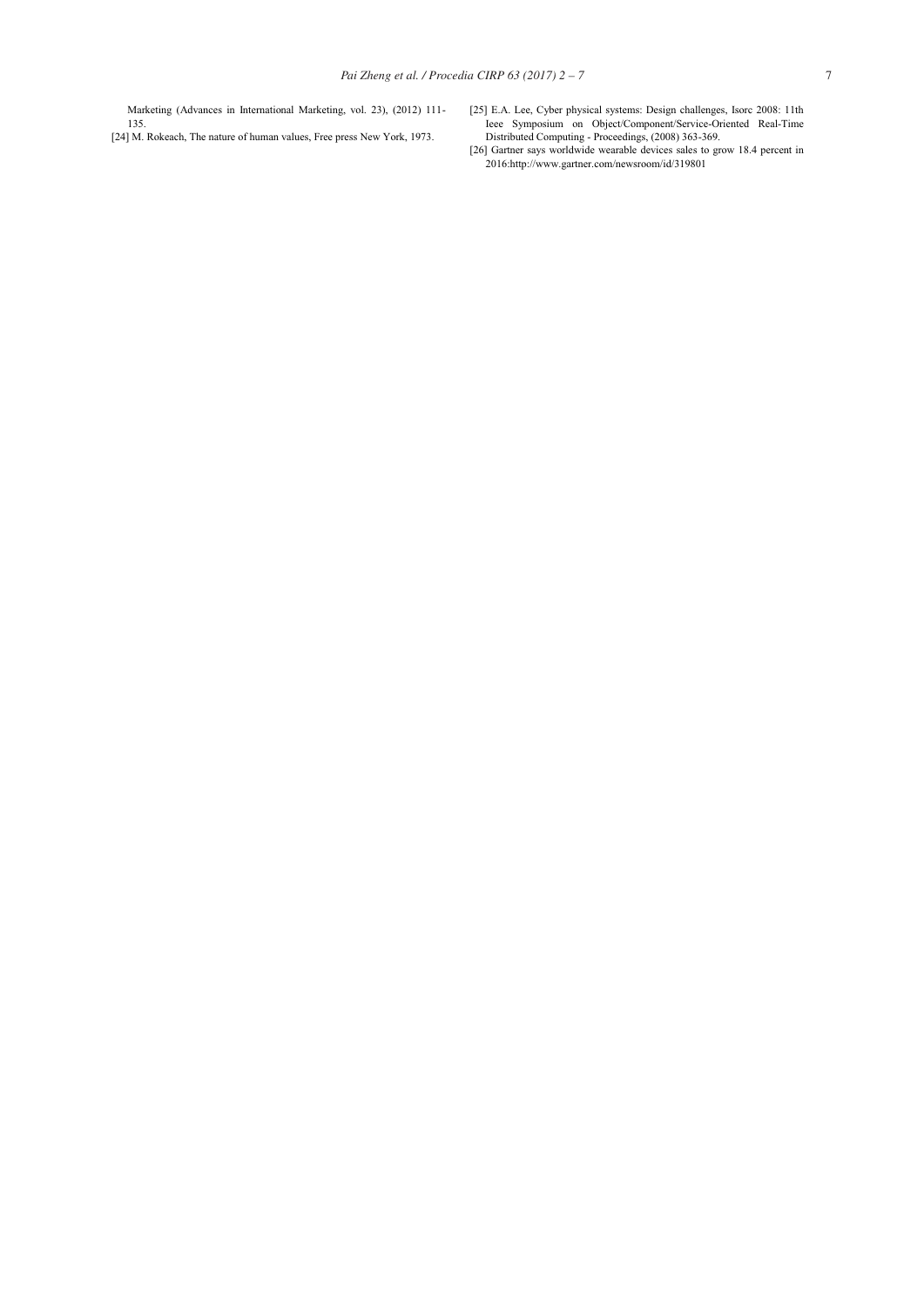Marketing (Advances in International Marketing, vol. 23), (2012) 111-135.

[24] M. Rokeach, The nature of human values, Free press New York, 1973.

[25] E.A. Lee, Cyber physical systems: Design challenges, Isorc 2008: 11th Ieee Symposium on Object/Component/Service-Oriented Real-Time Distributed Computing - Proceedings, (2008) 363-369.

[26] Gartner says worldwide wearable devices sales to grow 18.4 percent in 2016:http://www.gartner.com/newsroom/id/319801